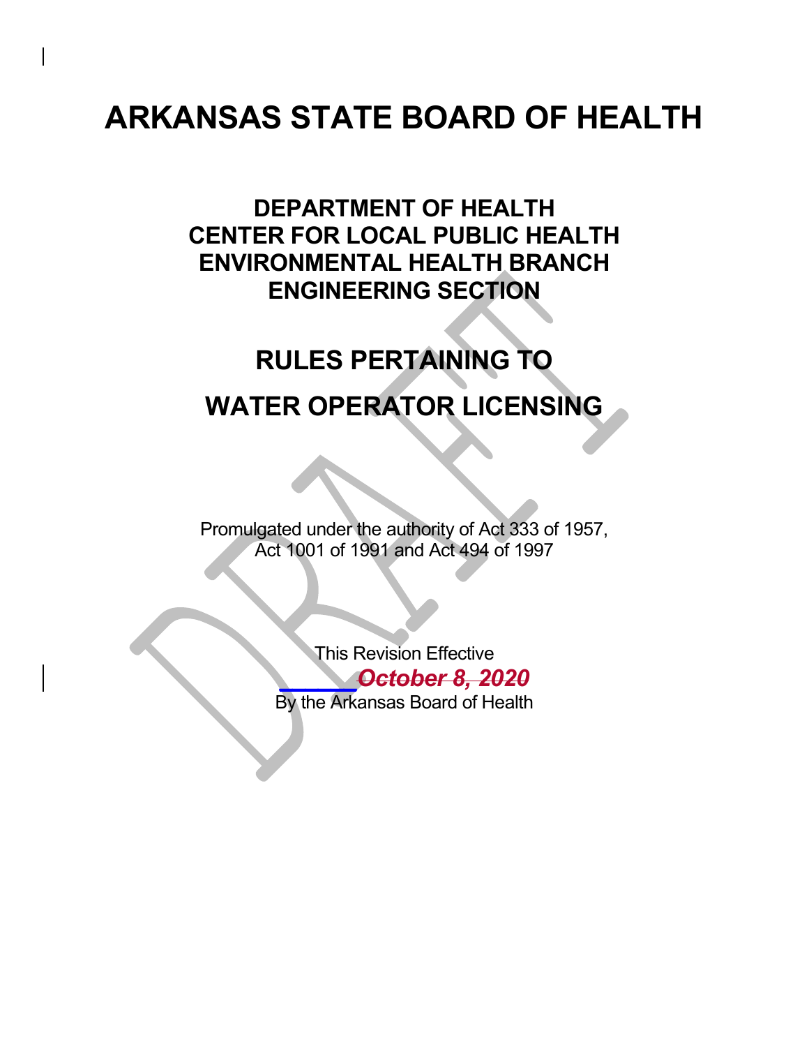# ARKANSAS STATE BOARD OF HEALTH

## DEPARTMENT OF HEALTH
## CENTER FOR LOCAL PUBLIC HEALTH
## ENVIRONMENTAL HEALTH BRANCH
## ENGINEERING SECTION

# RULES PERTAINING TO

# WATER OPERATOR LICENSING

Promulgated under the authority of Act 333 of 1957,
Act 1001 of 1991 and Act 494 of 1997

This Revision Effective
_______ ***~~October 8, 2020~~***
By the Arkansas Board of Health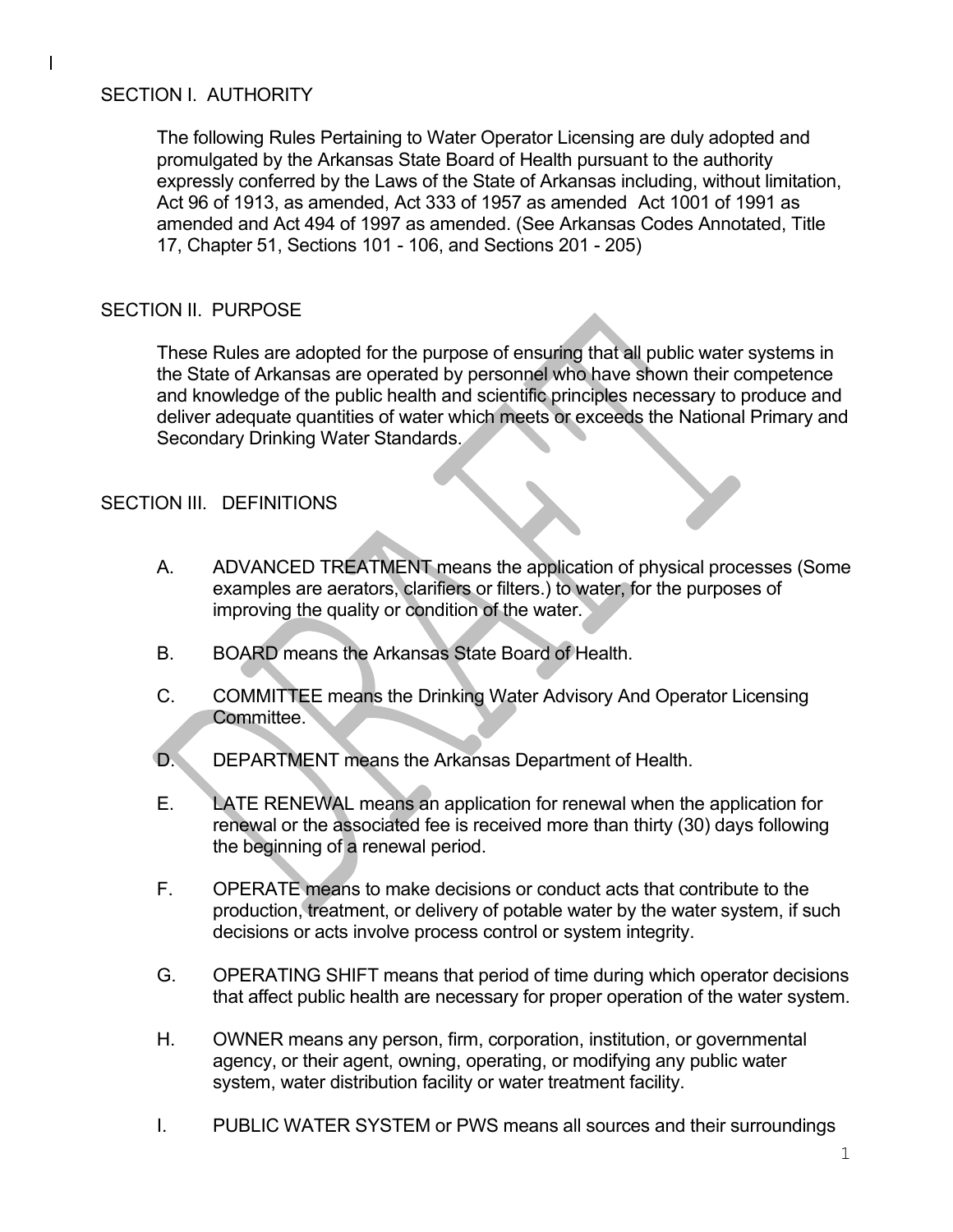## SECTION I. AUTHORITY

The following Rules Pertaining to Water Operator Licensing are duly adopted and promulgated by the Arkansas State Board of Health pursuant to the authority expressly conferred by the Laws of the State of Arkansas including, without limitation, Act 96 of 1913, as amended, Act 333 of 1957 as amended Act 1001 of 1991 as amended and Act 494 of 1997 as amended. (See Arkansas Codes Annotated, Title 17, Chapter 51, Sections 101 - 106, and Sections 201 - 205)

## SECTION II. PURPOSE

These Rules are adopted for the purpose of ensuring that all public water systems in the State of Arkansas are operated by personnel who have shown their competence and knowledge of the public health and scientific principles necessary to produce and deliver adequate quantities of water which meets or exceeds the National Primary and Secondary Drinking Water Standards.

## SECTION III. DEFINITIONS

A. ADVANCED TREATMENT means the application of physical processes (Some examples are aerators, clarifiers or filters.) to water, for the purposes of improving the quality or condition of the water.

B. BOARD means the Arkansas State Board of Health.

C. COMMITTEE means the Drinking Water Advisory And Operator Licensing Committee.

D. DEPARTMENT means the Arkansas Department of Health.

E. LATE RENEWAL means an application for renewal when the application for renewal or the associated fee is received more than thirty (30) days following the beginning of a renewal period.

F. OPERATE means to make decisions or conduct acts that contribute to the production, treatment, or delivery of potable water by the water system, if such decisions or acts involve process control or system integrity.

G. OPERATING SHIFT means that period of time during which operator decisions that affect public health are necessary for proper operation of the water system.

H. OWNER means any person, firm, corporation, institution, or governmental agency, or their agent, owning, operating, or modifying any public water system, water distribution facility or water treatment facility.

I. PUBLIC WATER SYSTEM or PWS means all sources and their surroundings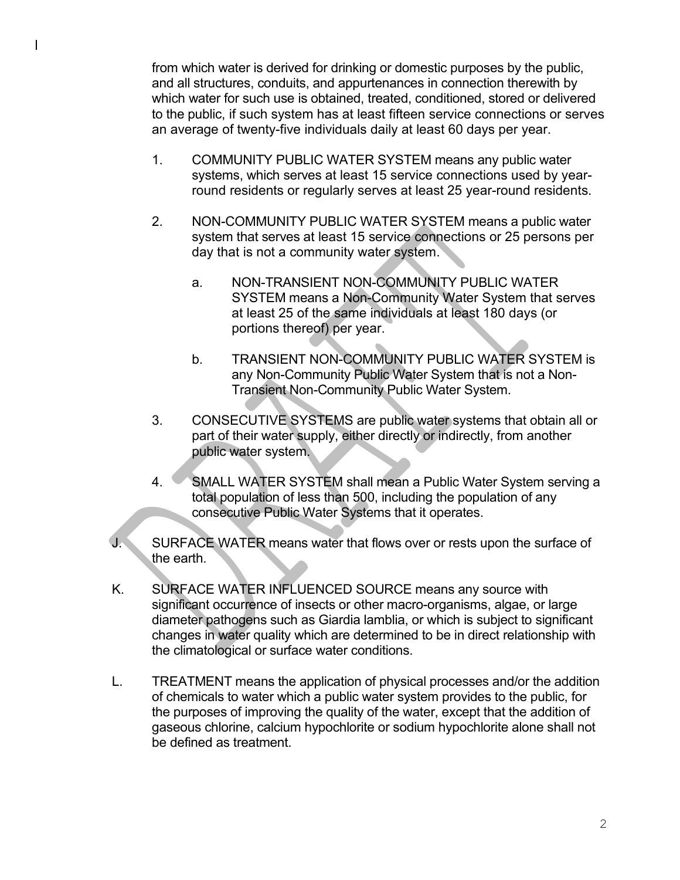from which water is derived for drinking or domestic purposes by the public, and all structures, conduits, and appurtenances in connection therewith by which water for such use is obtained, treated, conditioned, stored or delivered to the public, if such system has at least fifteen service connections or serves an average of twenty-five individuals daily at least 60 days per year.

1. COMMUNITY PUBLIC WATER SYSTEM means any public water systems, which serves at least 15 service connections used by year-round residents or regularly serves at least 25 year-round residents.

2. NON-COMMUNITY PUBLIC WATER SYSTEM means a public water system that serves at least 15 service connections or 25 persons per day that is not a community water system.

   a. NON-TRANSIENT NON-COMMUNITY PUBLIC WATER SYSTEM means a Non-Community Water System that serves at least 25 of the same individuals at least 180 days (or portions thereof) per year.

   b. TRANSIENT NON-COMMUNITY PUBLIC WATER SYSTEM is any Non-Community Public Water System that is not a Non-Transient Non-Community Public Water System.

3. CONSECUTIVE SYSTEMS are public water systems that obtain all or part of their water supply, either directly or indirectly, from another public water system.

4. SMALL WATER SYSTEM shall mean a Public Water System serving a total population of less than 500, including the population of any consecutive Public Water Systems that it operates.

J. SURFACE WATER means water that flows over or rests upon the surface of the earth.

K. SURFACE WATER INFLUENCED SOURCE means any source with significant occurrence of insects or other macro-organisms, algae, or large diameter pathogens such as Giardia lamblia, or which is subject to significant changes in water quality which are determined to be in direct relationship with the climatological or surface water conditions.

L. TREATMENT means the application of physical processes and/or the addition of chemicals to water which a public water system provides to the public, for the purposes of improving the quality of the water, except that the addition of gaseous chlorine, calcium hypochlorite or sodium hypochlorite alone shall not be defined as treatment.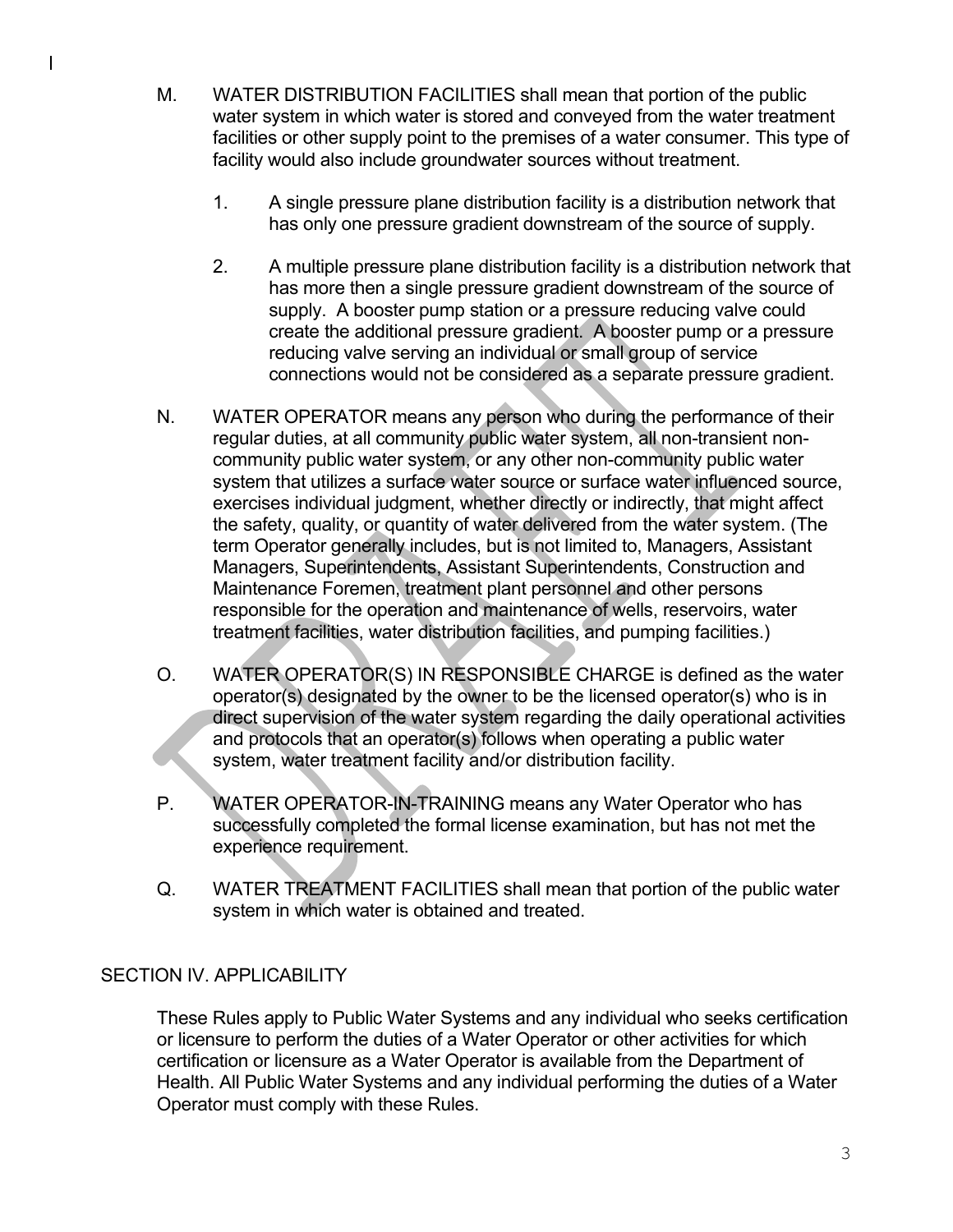M. WATER DISTRIBUTION FACILITIES shall mean that portion of the public water system in which water is stored and conveyed from the water treatment facilities or other supply point to the premises of a water consumer. This type of facility would also include groundwater sources without treatment.

   1. A single pressure plane distribution facility is a distribution network that has only one pressure gradient downstream of the source of supply.

   2. A multiple pressure plane distribution facility is a distribution network that has more then a single pressure gradient downstream of the source of supply. A booster pump station or a pressure reducing valve could create the additional pressure gradient. A booster pump or a pressure reducing valve serving an individual or small group of service connections would not be considered as a separate pressure gradient.

N. WATER OPERATOR means any person who during the performance of their regular duties, at all community public water system, all non-transient non-community public water system, or any other non-community public water system that utilizes a surface water source or surface water influenced source, exercises individual judgment, whether directly or indirectly, that might affect the safety, quality, or quantity of water delivered from the water system. (The term Operator generally includes, but is not limited to, Managers, Assistant Managers, Superintendents, Assistant Superintendents, Construction and Maintenance Foremen, treatment plant personnel and other persons responsible for the operation and maintenance of wells, reservoirs, water treatment facilities, water distribution facilities, and pumping facilities.)

O. WATER OPERATOR(S) IN RESPONSIBLE CHARGE is defined as the water operator(s) designated by the owner to be the licensed operator(s) who is in direct supervision of the water system regarding the daily operational activities and protocols that an operator(s) follows when operating a public water system, water treatment facility and/or distribution facility.

P. WATER OPERATOR-IN-TRAINING means any Water Operator who has successfully completed the formal license examination, but has not met the experience requirement.

Q. WATER TREATMENT FACILITIES shall mean that portion of the public water system in which water is obtained and treated.

## SECTION IV. APPLICABILITY

These Rules apply to Public Water Systems and any individual who seeks certification or licensure to perform the duties of a Water Operator or other activities for which certification or licensure as a Water Operator is available from the Department of Health. All Public Water Systems and any individual performing the duties of a Water Operator must comply with these Rules.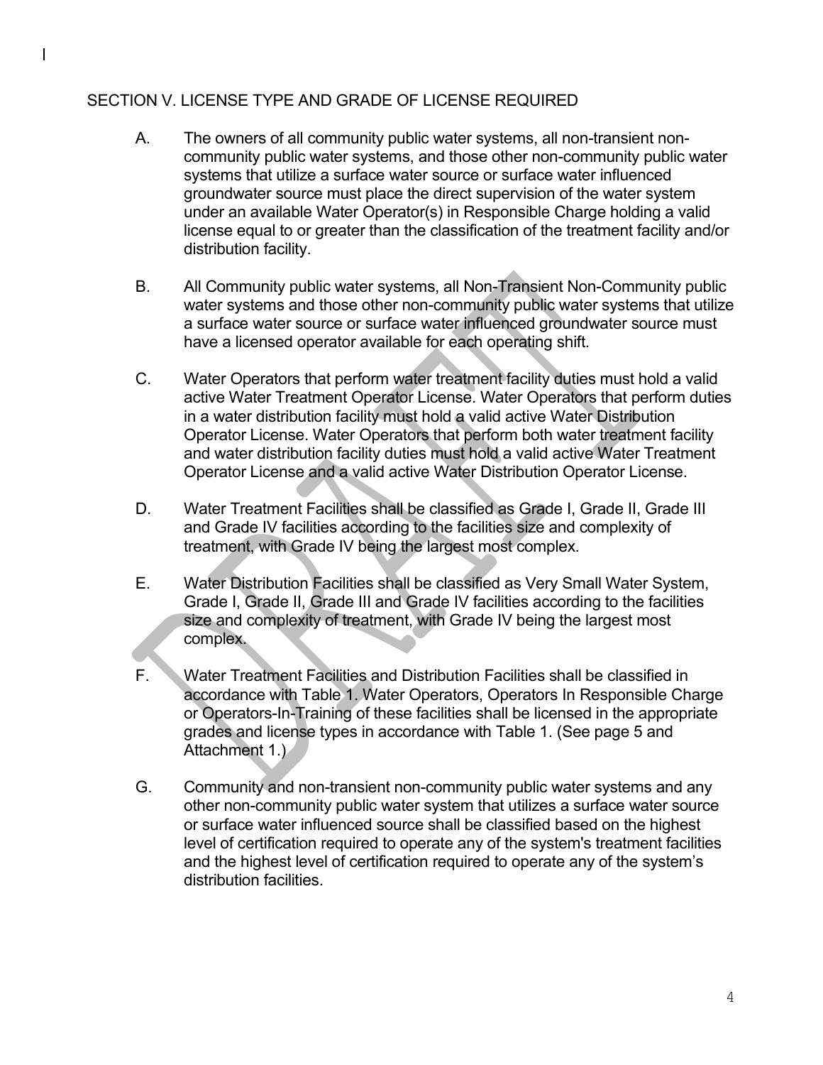## SECTION V. LICENSE TYPE AND GRADE OF LICENSE REQUIRED

A. The owners of all community public water systems, all non-transient non-community public water systems, and those other non-community public water systems that utilize a surface water source or surface water influenced groundwater source must place the direct supervision of the water system under an available Water Operator(s) in Responsible Charge holding a valid license equal to or greater than the classification of the treatment facility and/or distribution facility.

B. All Community public water systems, all Non-Transient Non-Community public water systems and those other non-community public water systems that utilize a surface water source or surface water influenced groundwater source must have a licensed operator available for each operating shift.

C. Water Operators that perform water treatment facility duties must hold a valid active Water Treatment Operator License. Water Operators that perform duties in a water distribution facility must hold a valid active Water Distribution Operator License. Water Operators that perform both water treatment facility and water distribution facility duties must hold a valid active Water Treatment Operator License and a valid active Water Distribution Operator License.

D. Water Treatment Facilities shall be classified as Grade I, Grade II, Grade III and Grade IV facilities according to the facilities size and complexity of treatment, with Grade IV being the largest most complex.

E. Water Distribution Facilities shall be classified as Very Small Water System, Grade I, Grade II, Grade III and Grade IV facilities according to the facilities size and complexity of treatment, with Grade IV being the largest most complex.

F. Water Treatment Facilities and Distribution Facilities shall be classified in accordance with Table 1. Water Operators, Operators In Responsible Charge or Operators-In-Training of these facilities shall be licensed in the appropriate grades and license types in accordance with Table 1. (See page 5 and Attachment 1.)

G. Community and non-transient non-community public water systems and any other non-community public water system that utilizes a surface water source or surface water influenced source shall be classified based on the highest level of certification required to operate any of the system's treatment facilities and the highest level of certification required to operate any of the system's distribution facilities.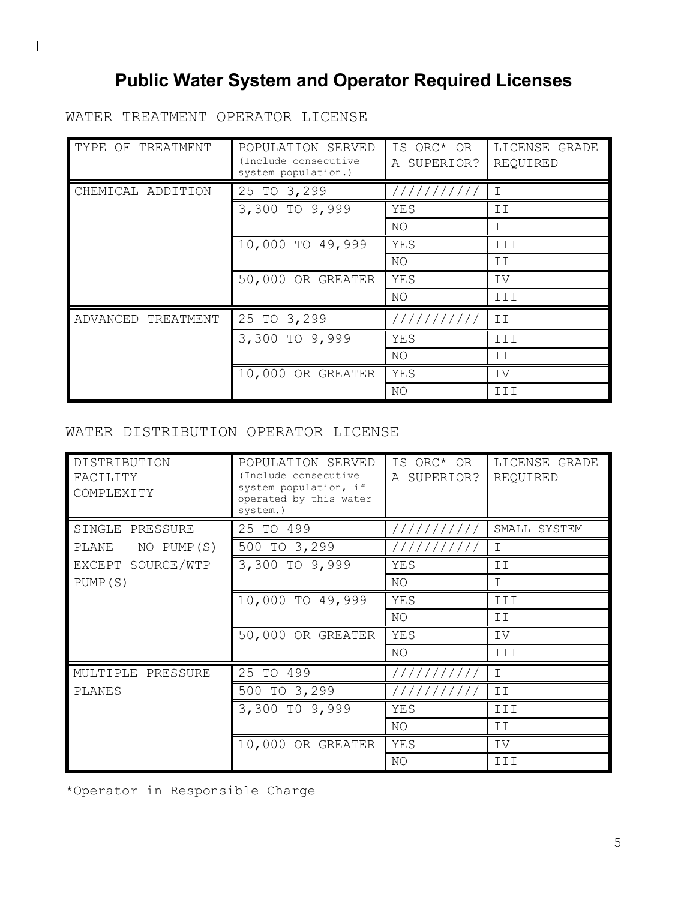# Public Water System and Operator Required Licenses

WATER TREATMENT OPERATOR LICENSE

| TYPE OF TREATMENT | POPULATION SERVED (Include consecutive system population.) | IS ORC* OR A SUPERIOR? | LICENSE GRADE REQUIRED |
|---|---|---|---|
| CHEMICAL ADDITION | 25 TO 3,299 | /////////// | I |
| | 3,300 TO 9,999 | YES | II |
| | | NO | I |
| | 10,000 TO 49,999 | YES | III |
| | | NO | II |
| | 50,000 OR GREATER | YES | IV |
| | | NO | III |
| ADVANCED TREATMENT | 25 TO 3,299 | /////////// | II |
| | 3,300 TO 9,999 | YES | III |
| | | NO | II |
| | 10,000 OR GREATER | YES | IV |
| | | NO | III |

WATER DISTRIBUTION OPERATOR LICENSE

| DISTRIBUTION FACILITY COMPLEXITY | POPULATION SERVED (Include consecutive system population, if operated by this water system.) | IS ORC* OR A SUPERIOR? | LICENSE GRADE REQUIRED |
|---|---|---|---|
| SINGLE PRESSURE PLANE – NO PUMP(S) EXCEPT SOURCE/WTP PUMP(S) | 25 TO 499 | /////////// | SMALL SYSTEM |
| | 500 TO 3,299 | /////////// | I |
| | 3,300 TO 9,999 | YES | II |
| | | NO | I |
| | 10,000 TO 49,999 | YES | III |
| | | NO | II |
| | 50,000 OR GREATER | YES | IV |
| | | NO | III |
| MULTIPLE PRESSURE PLANES | 25 TO 499 | /////////// | I |
| | 500 TO 3,299 | /////////// | II |
| | 3,300 TO 9,999 | YES | III |
| | | NO | II |
| | 10,000 OR GREATER | YES | IV |
| | | NO | III |

*Operator in Responsible Charge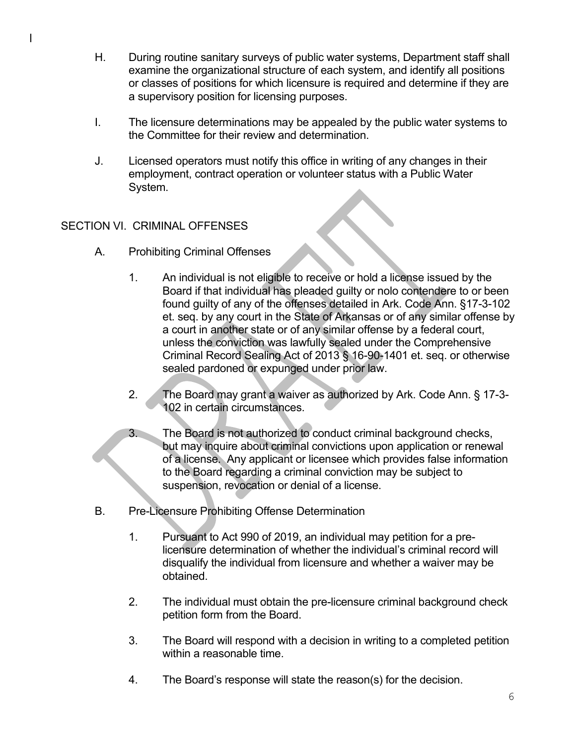H. During routine sanitary surveys of public water systems, Department staff shall examine the organizational structure of each system, and identify all positions or classes of positions for which licensure is required and determine if they are a supervisory position for licensing purposes.

I. The licensure determinations may be appealed by the public water systems to the Committee for their review and determination.

J. Licensed operators must notify this office in writing of any changes in their employment, contract operation or volunteer status with a Public Water System.

## SECTION VI. CRIMINAL OFFENSES

A. Prohibiting Criminal Offenses

1. An individual is not eligible to receive or hold a license issued by the Board if that individual has pleaded guilty or nolo contendere to or been found guilty of any of the offenses detailed in Ark. Code Ann. §17-3-102 et. seq. by any court in the State of Arkansas or of any similar offense by a court in another state or of any similar offense by a federal court, unless the conviction was lawfully sealed under the Comprehensive Criminal Record Sealing Act of 2013 § 16-90-1401 et. seq. or otherwise sealed pardoned or expunged under prior law.

2. The Board may grant a waiver as authorized by Ark. Code Ann. § 17-3-102 in certain circumstances.

3. The Board is not authorized to conduct criminal background checks, but may inquire about criminal convictions upon application or renewal of a license. Any applicant or licensee which provides false information to the Board regarding a criminal conviction may be subject to suspension, revocation or denial of a license.

B. Pre-Licensure Prohibiting Offense Determination

1. Pursuant to Act 990 of 2019, an individual may petition for a pre-licensure determination of whether the individual's criminal record will disqualify the individual from licensure and whether a waiver may be obtained.

2. The individual must obtain the pre-licensure criminal background check petition form from the Board.

3. The Board will respond with a decision in writing to a completed petition within a reasonable time.

4. The Board's response will state the reason(s) for the decision.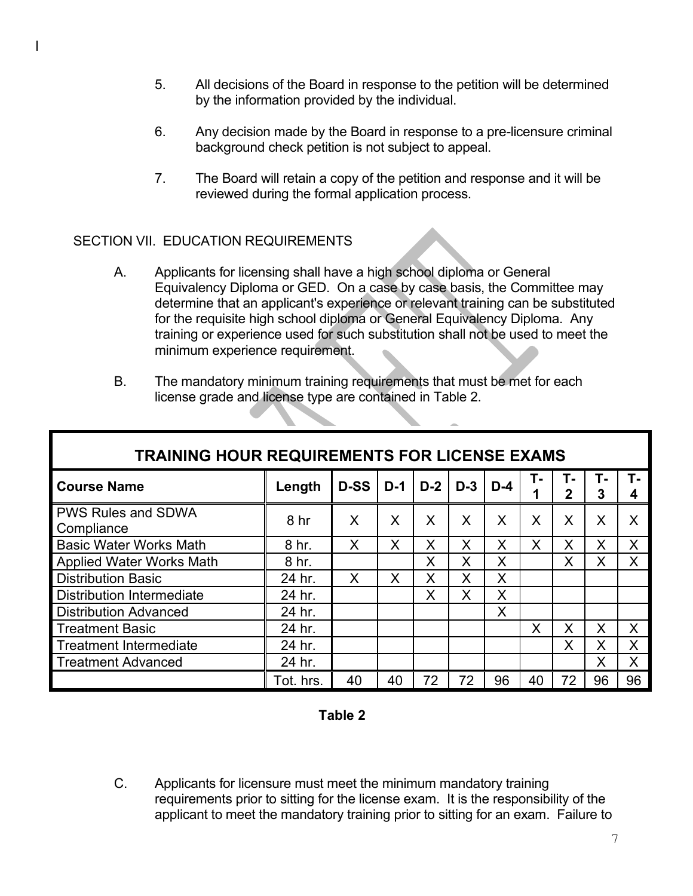5. All decisions of the Board in response to the petition will be determined by the information provided by the individual.

6. Any decision made by the Board in response to a pre-licensure criminal background check petition is not subject to appeal.

7. The Board will retain a copy of the petition and response and it will be reviewed during the formal application process.

SECTION VII. EDUCATION REQUIREMENTS

A. Applicants for licensing shall have a high school diploma or General Equivalency Diploma or GED. On a case by case basis, the Committee may determine that an applicant's experience or relevant training can be substituted for the requisite high school diploma or General Equivalency Diploma. Any training or experience used for such substitution shall not be used to meet the minimum experience requirement.

B. The mandatory minimum training requirements that must be met for each license grade and license type are contained in Table 2.

| TRAINING HOUR REQUIREMENTS FOR LICENSE EXAMS | | | | | | | | | | |
|---|---|---|---|---|---|---|---|---|---|---|
| **Course Name** | **Length** | **D-SS** | **D-1** | **D-2** | **D-3** | **D-4** | **T-1** | **T-2** | **T-3** | **T-4** |
| PWS Rules and SDWA Compliance | 8 hr | X | X | X | X | X | X | X | X | X |
| Basic Water Works Math | 8 hr. | X | X | X | X | X | X | X | X | X |
| Applied Water Works Math | 8 hr. | | | X | X | X | | X | X | X |
| Distribution Basic | 24 hr. | X | X | X | X | X | | | | |
| Distribution Intermediate | 24 hr. | | | X | X | X | | | | |
| Distribution Advanced | 24 hr. | | | | | X | | | | |
| Treatment Basic | 24 hr. | | | | | | X | X | X | X |
| Treatment Intermediate | 24 hr. | | | | | | | X | X | X |
| Treatment Advanced | 24 hr. | | | | | | | | X | X |
| | Tot. hrs. | 40 | 40 | 72 | 72 | 96 | 40 | 72 | 96 | 96 |

**Table 2**

C. Applicants for licensure must meet the minimum mandatory training requirements prior to sitting for the license exam. It is the responsibility of the applicant to meet the mandatory training prior to sitting for an exam. Failure to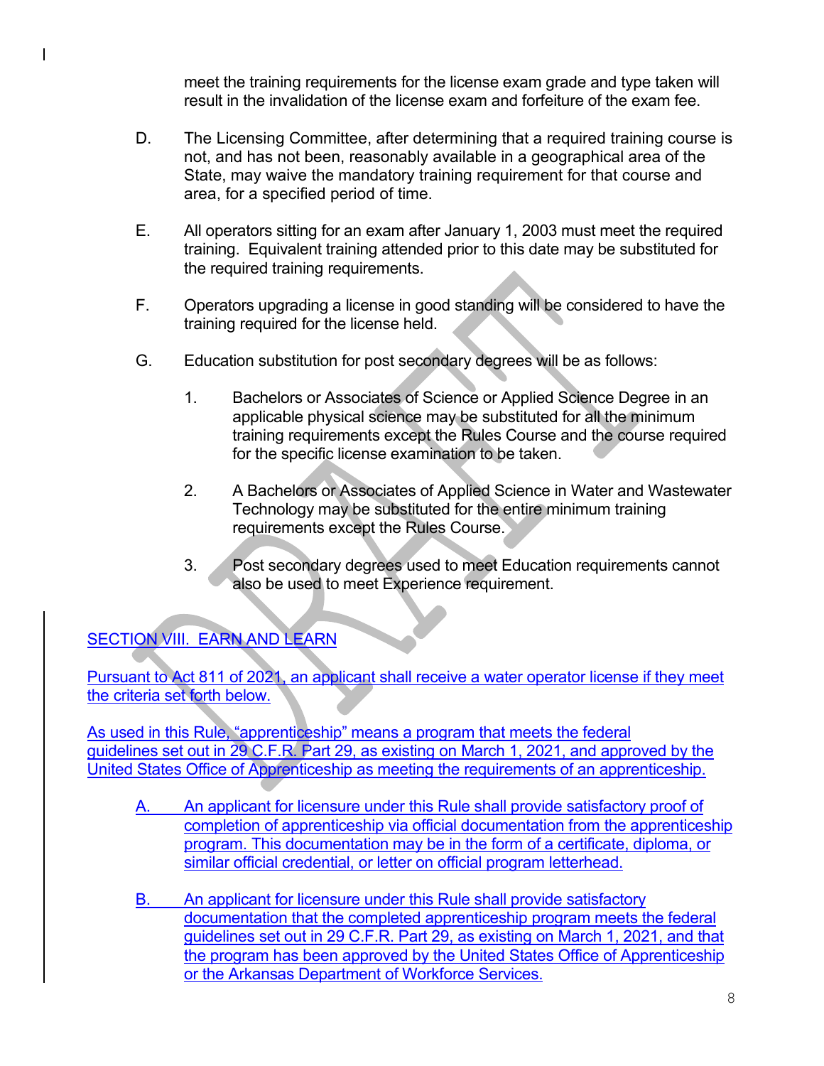meet the training requirements for the license exam grade and type taken will result in the invalidation of the license exam and forfeiture of the exam fee.

D. The Licensing Committee, after determining that a required training course is not, and has not been, reasonably available in a geographical area of the State, may waive the mandatory training requirement for that course and area, for a specified period of time.

E. All operators sitting for an exam after January 1, 2003 must meet the required training. Equivalent training attended prior to this date may be substituted for the required training requirements.

F. Operators upgrading a license in good standing will be considered to have the training required for the license held.

G. Education substitution for post secondary degrees will be as follows:

1. Bachelors or Associates of Science or Applied Science Degree in an applicable physical science may be substituted for all the minimum training requirements except the Rules Course and the course required for the specific license examination to be taken.

2. A Bachelors or Associates of Applied Science in Water and Wastewater Technology may be substituted for the entire minimum training requirements except the Rules Course.

3. Post secondary degrees used to meet Education requirements cannot also be used to meet Experience requirement.

## SECTION VIII. EARN AND LEARN

Pursuant to Act 811 of 2021, an applicant shall receive a water operator license if they meet the criteria set forth below.

As used in this Rule, "apprenticeship" means a program that meets the federal guidelines set out in 29 C.F.R. Part 29, as existing on March 1, 2021, and approved by the United States Office of Apprenticeship as meeting the requirements of an apprenticeship.

A. An applicant for licensure under this Rule shall provide satisfactory proof of completion of apprenticeship via official documentation from the apprenticeship program. This documentation may be in the form of a certificate, diploma, or similar official credential, or letter on official program letterhead.

B. An applicant for licensure under this Rule shall provide satisfactory documentation that the completed apprenticeship program meets the federal guidelines set out in 29 C.F.R. Part 29, as existing on March 1, 2021, and that the program has been approved by the United States Office of Apprenticeship or the Arkansas Department of Workforce Services.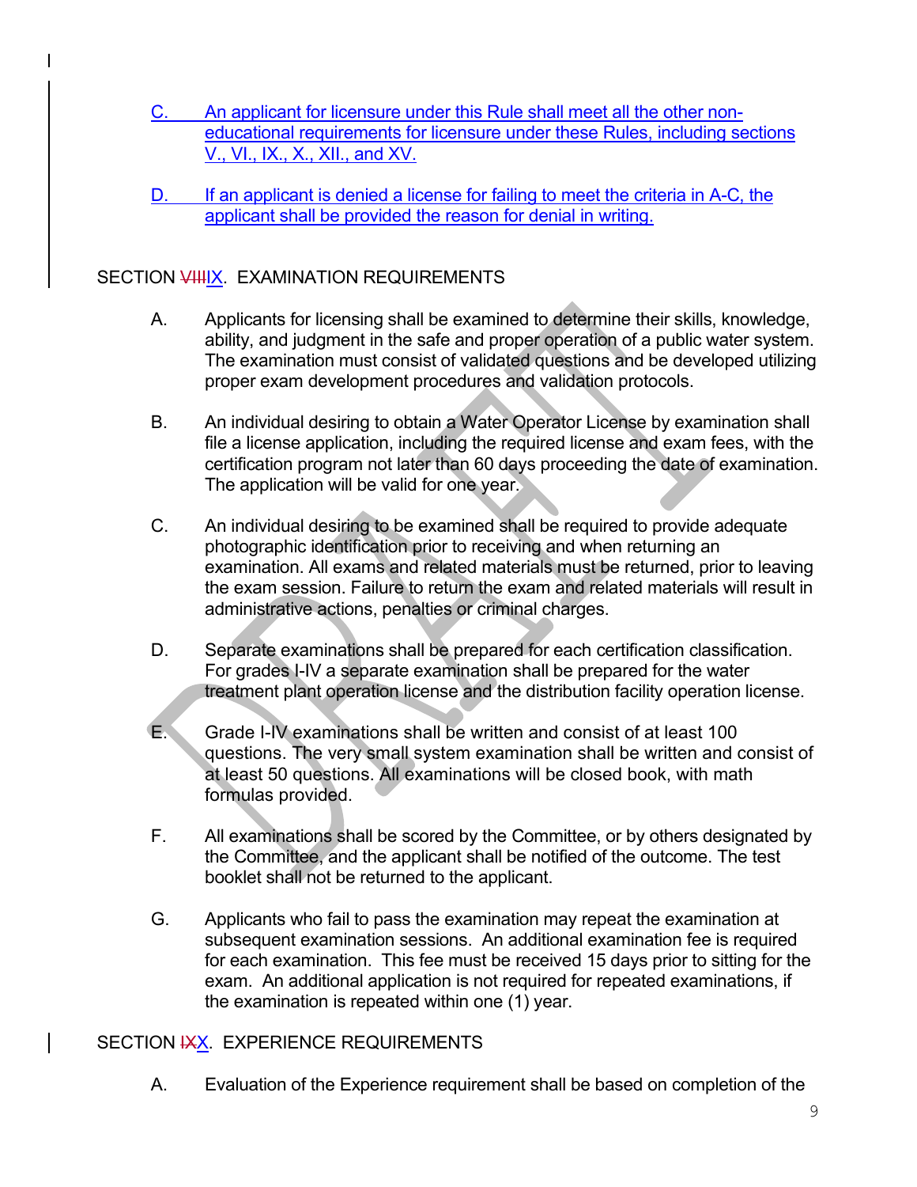C. An applicant for licensure under this Rule shall meet all the other non-educational requirements for licensure under these Rules, including sections V., VI., IX., X., XII., and XV.

D. If an applicant is denied a license for failing to meet the criteria in A-C, the applicant shall be provided the reason for denial in writing.

## SECTION ~~VIII~~IX. EXAMINATION REQUIREMENTS

A. Applicants for licensing shall be examined to determine their skills, knowledge, ability, and judgment in the safe and proper operation of a public water system. The examination must consist of validated questions and be developed utilizing proper exam development procedures and validation protocols.

B. An individual desiring to obtain a Water Operator License by examination shall file a license application, including the required license and exam fees, with the certification program not later than 60 days proceeding the date of examination. The application will be valid for one year.

C. An individual desiring to be examined shall be required to provide adequate photographic identification prior to receiving and when returning an examination. All exams and related materials must be returned, prior to leaving the exam session. Failure to return the exam and related materials will result in administrative actions, penalties or criminal charges.

D. Separate examinations shall be prepared for each certification classification. For grades I-IV a separate examination shall be prepared for the water treatment plant operation license and the distribution facility operation license.

E. Grade I-IV examinations shall be written and consist of at least 100 questions. The very small system examination shall be written and consist of at least 50 questions. All examinations will be closed book, with math formulas provided.

F. All examinations shall be scored by the Committee, or by others designated by the Committee, and the applicant shall be notified of the outcome. The test booklet shall not be returned to the applicant.

G. Applicants who fail to pass the examination may repeat the examination at subsequent examination sessions. An additional examination fee is required for each examination. This fee must be received 15 days prior to sitting for the exam. An additional application is not required for repeated examinations, if the examination is repeated within one (1) year.

## SECTION ~~IX~~X. EXPERIENCE REQUIREMENTS

A. Evaluation of the Experience requirement shall be based on completion of the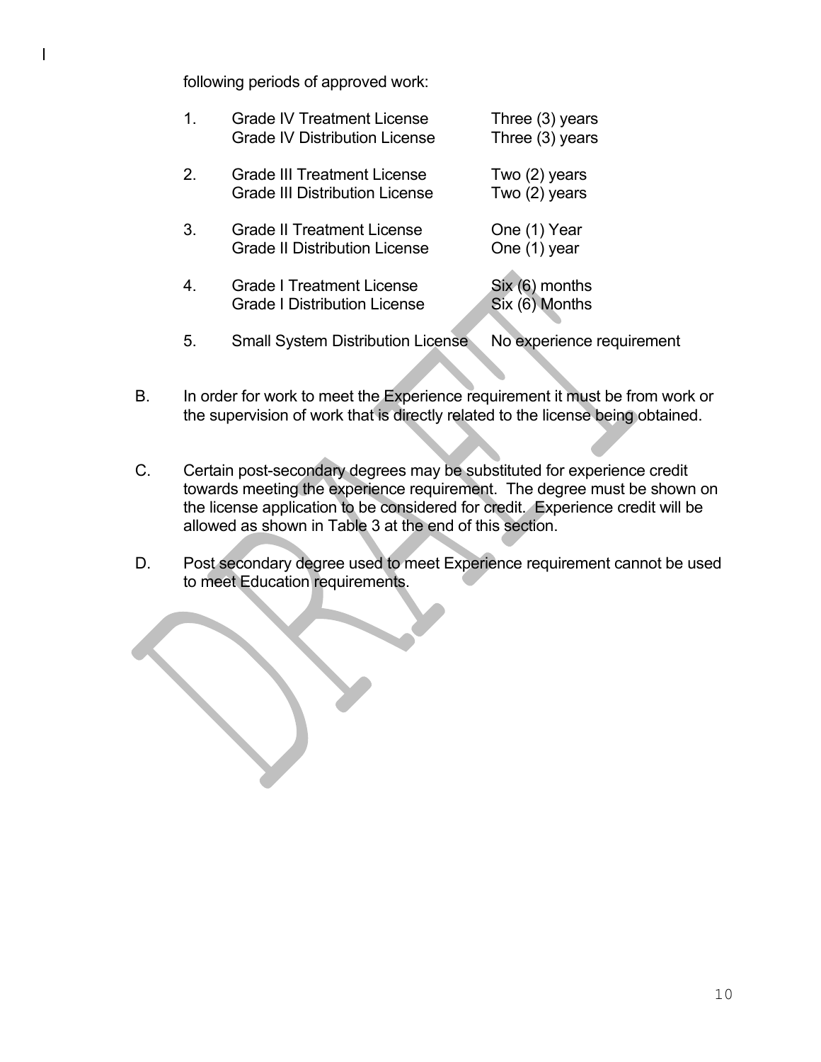following periods of approved work:

1. Grade IV Treatment License — Three (3) years
   Grade IV Distribution License — Three (3) years

2. Grade III Treatment License — Two (2) years
   Grade III Distribution License — Two (2) years

3. Grade II Treatment License — One (1) Year
   Grade II Distribution License — One (1) year

4. Grade I Treatment License — Six (6) months
   Grade I Distribution License — Six (6) Months

5. Small System Distribution License — No experience requirement

B. In order for work to meet the Experience requirement it must be from work or the supervision of work that is directly related to the license being obtained.

C. Certain post-secondary degrees may be substituted for experience credit towards meeting the experience requirement. The degree must be shown on the license application to be considered for credit. Experience credit will be allowed as shown in Table 3 at the end of this section.

D. Post secondary degree used to meet Experience requirement cannot be used to meet Education requirements.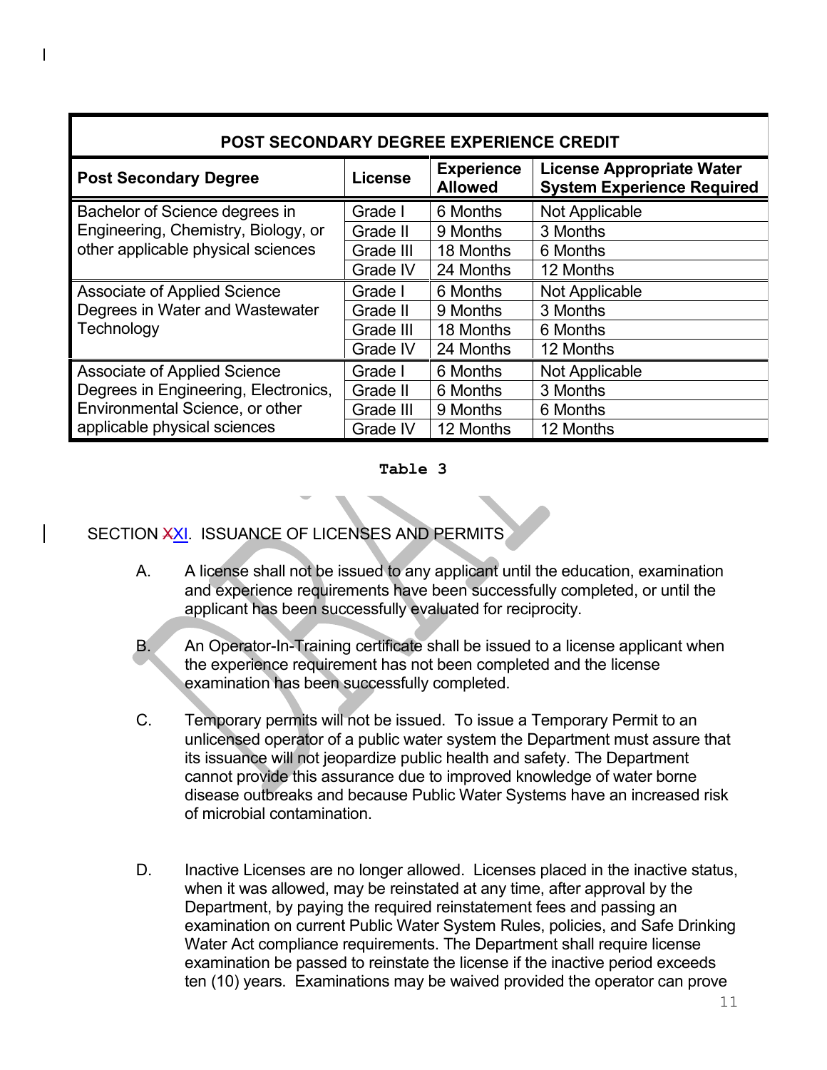| POST SECONDARY DEGREE EXPERIENCE CREDIT | | | |
|---|---|---|---|
| **Post Secondary Degree** | **License** | **Experience Allowed** | **License Appropriate Water System Experience Required** |
| Bachelor of Science degrees in Engineering, Chemistry, Biology, or other applicable physical sciences | Grade I | 6 Months | Not Applicable |
| | Grade II | 9 Months | 3 Months |
| | Grade III | 18 Months | 6 Months |
| | Grade IV | 24 Months | 12 Months |
| Associate of Applied Science Degrees in Water and Wastewater Technology | Grade I | 6 Months | Not Applicable |
| | Grade II | 9 Months | 3 Months |
| | Grade III | 18 Months | 6 Months |
| | Grade IV | 24 Months | 12 Months |
| Associate of Applied Science Degrees in Engineering, Electronics, Environmental Science, or other applicable physical sciences | Grade I | 6 Months | Not Applicable |
| | Grade II | 6 Months | 3 Months |
| | Grade III | 9 Months | 6 Months |
| | Grade IV | 12 Months | 12 Months |

Table 3

SECTION ~~X~~XI. ISSUANCE OF LICENSES AND PERMITS

A. A license shall not be issued to any applicant until the education, examination and experience requirements have been successfully completed, or until the applicant has been successfully evaluated for reciprocity.

B. An Operator-In-Training certificate shall be issued to a license applicant when the experience requirement has not been completed and the license examination has been successfully completed.

C. Temporary permits will not be issued. To issue a Temporary Permit to an unlicensed operator of a public water system the Department must assure that its issuance will not jeopardize public health and safety. The Department cannot provide this assurance due to improved knowledge of water borne disease outbreaks and because Public Water Systems have an increased risk of microbial contamination.

D. Inactive Licenses are no longer allowed. Licenses placed in the inactive status, when it was allowed, may be reinstated at any time, after approval by the Department, by paying the required reinstatement fees and passing an examination on current Public Water System Rules, policies, and Safe Drinking Water Act compliance requirements. The Department shall require license examination be passed to reinstate the license if the inactive period exceeds ten (10) years. Examinations may be waived provided the operator can prove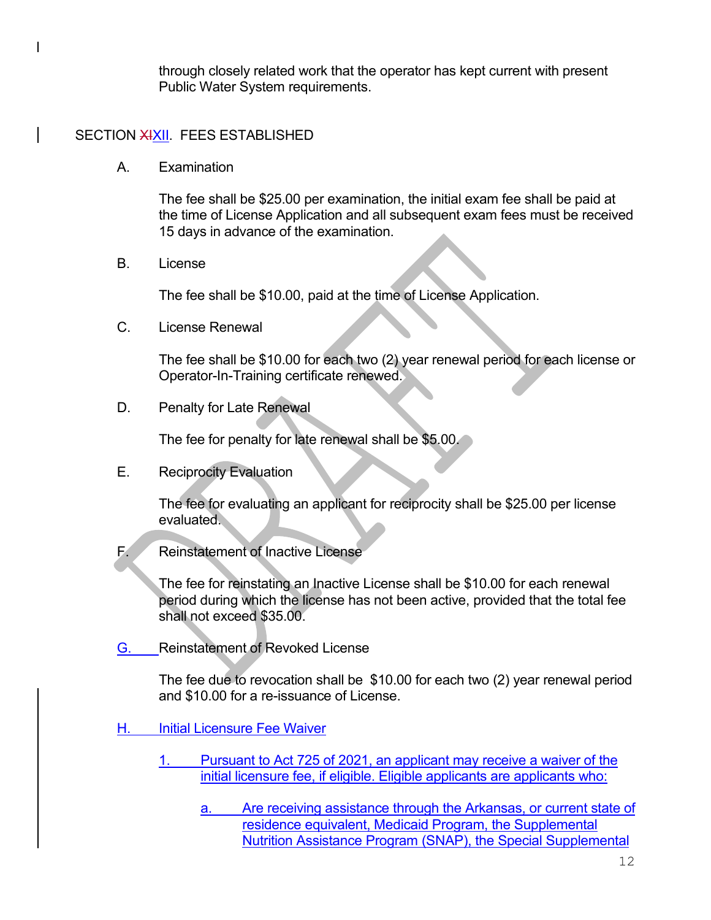through closely related work that the operator has kept current with present Public Water System requirements.

## SECTION ~~XI~~XII. FEES ESTABLISHED

A. Examination

The fee shall be $25.00 per examination, the initial exam fee shall be paid at the time of License Application and all subsequent exam fees must be received 15 days in advance of the examination.

B. License

The fee shall be $10.00, paid at the time of License Application.

C. License Renewal

The fee shall be $10.00 for each two (2) year renewal period for each license or Operator-In-Training certificate renewed.

D. Penalty for Late Renewal

The fee for penalty for late renewal shall be $5.00.

E. Reciprocity Evaluation

The fee for evaluating an applicant for reciprocity shall be $25.00 per license evaluated.

F. Reinstatement of Inactive License

The fee for reinstating an Inactive License shall be $10.00 for each renewal period during which the license has not been active, provided that the total fee shall not exceed $35.00.

G. Reinstatement of Revoked License

The fee due to revocation shall be $10.00 for each two (2) year renewal period and $10.00 for a re-issuance of License.

H. Initial Licensure Fee Waiver

1. Pursuant to Act 725 of 2021, an applicant may receive a waiver of the initial licensure fee, if eligible. Eligible applicants are applicants who:

   a. Are receiving assistance through the Arkansas, or current state of residence equivalent, Medicaid Program, the Supplemental Nutrition Assistance Program (SNAP), the Special Supplemental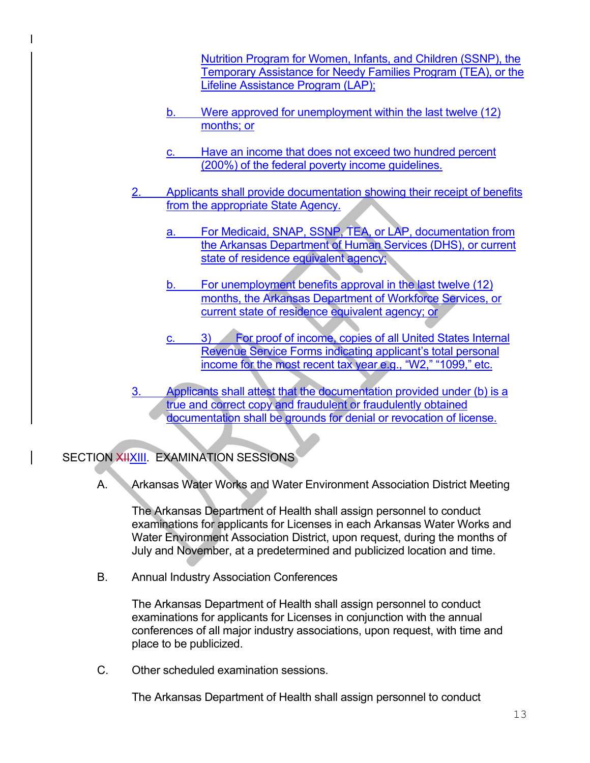Nutrition Program for Women, Infants, and Children (SSNP), the Temporary Assistance for Needy Families Program (TEA), or the Lifeline Assistance Program (LAP);

b. Were approved for unemployment within the last twelve (12) months; or

c. Have an income that does not exceed two hundred percent (200%) of the federal poverty income guidelines.

2. Applicants shall provide documentation showing their receipt of benefits from the appropriate State Agency.

a. For Medicaid, SNAP, SSNP, TEA, or LAP, documentation from the Arkansas Department of Human Services (DHS), or current state of residence equivalent agency;

b. For unemployment benefits approval in the last twelve (12) months, the Arkansas Department of Workforce Services, or current state of residence equivalent agency; or

c. 3) For proof of income, copies of all United States Internal Revenue Service Forms indicating applicant's total personal income for the most recent tax year e.g., "W2," "1099," etc.

3. Applicants shall attest that the documentation provided under (b) is a true and correct copy and fraudulent or fraudulently obtained documentation shall be grounds for denial or revocation of license.

SECTION ~~XII~~XIII. EXAMINATION SESSIONS

A. Arkansas Water Works and Water Environment Association District Meeting

The Arkansas Department of Health shall assign personnel to conduct examinations for applicants for Licenses in each Arkansas Water Works and Water Environment Association District, upon request, during the months of July and November, at a predetermined and publicized location and time.

B. Annual Industry Association Conferences

The Arkansas Department of Health shall assign personnel to conduct examinations for applicants for Licenses in conjunction with the annual conferences of all major industry associations, upon request, with time and place to be publicized.

C. Other scheduled examination sessions.

The Arkansas Department of Health shall assign personnel to conduct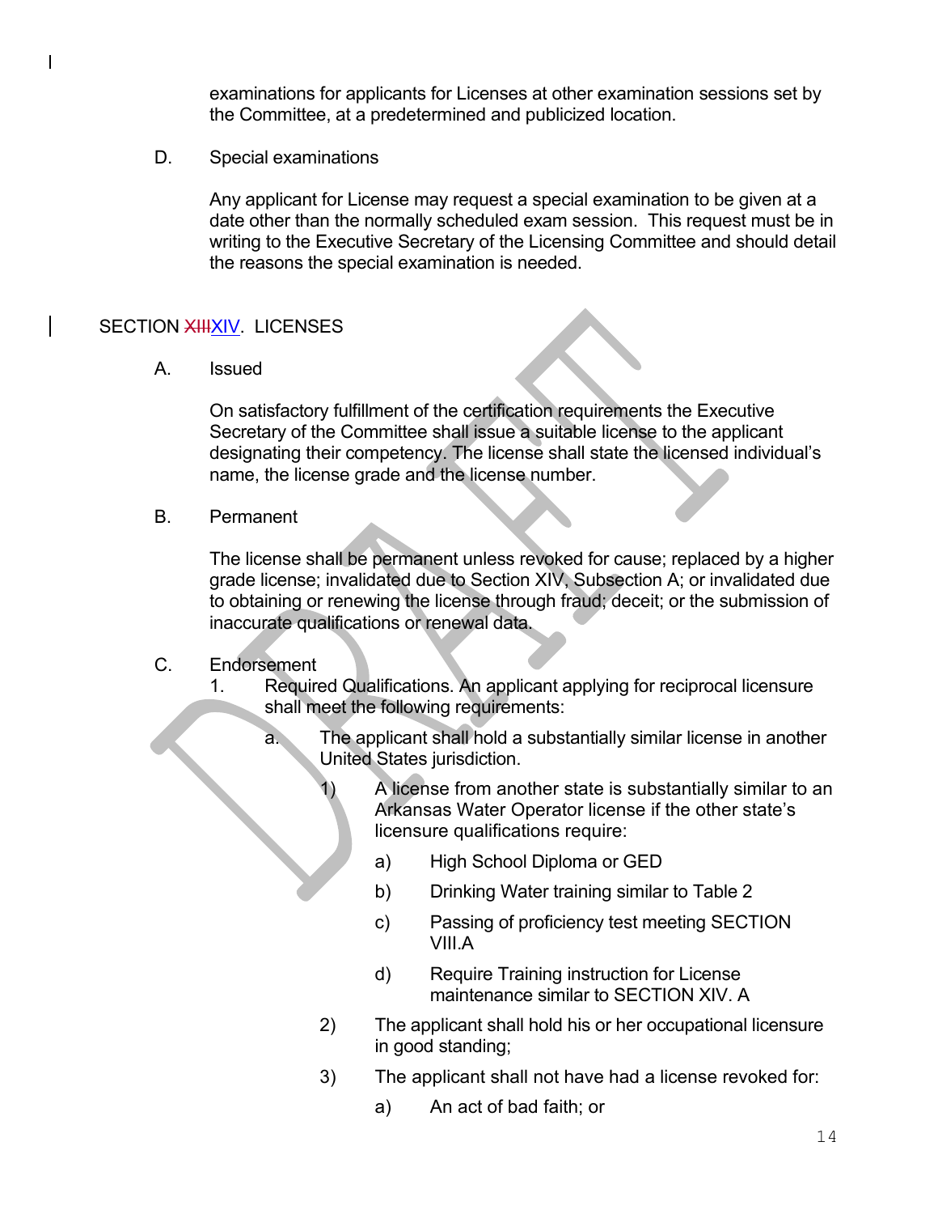examinations for applicants for Licenses at other examination sessions set by the Committee, at a predetermined and publicized location.

D. Special examinations

Any applicant for License may request a special examination to be given at a date other than the normally scheduled exam session. This request must be in writing to the Executive Secretary of the Licensing Committee and should detail the reasons the special examination is needed.

## SECTION ~~XIII~~XIV. LICENSES

A. Issued

On satisfactory fulfillment of the certification requirements the Executive Secretary of the Committee shall issue a suitable license to the applicant designating their competency. The license shall state the licensed individual's name, the license grade and the license number.

B. Permanent

The license shall be permanent unless revoked for cause; replaced by a higher grade license; invalidated due to Section XIV, Subsection A; or invalidated due to obtaining or renewing the license through fraud; deceit; or the submission of inaccurate qualifications or renewal data.

C. Endorsement

1. Required Qualifications. An applicant applying for reciprocal licensure shall meet the following requirements:

   a. The applicant shall hold a substantially similar license in another United States jurisdiction.

      1) A license from another state is substantially similar to an Arkansas Water Operator license if the other state's licensure qualifications require:

         a) High School Diploma or GED

         b) Drinking Water training similar to Table 2

         c) Passing of proficiency test meeting SECTION VIII.A

         d) Require Training instruction for License maintenance similar to SECTION XIV. A

      2) The applicant shall hold his or her occupational licensure in good standing;

      3) The applicant shall not have had a license revoked for:

         a) An act of bad faith; or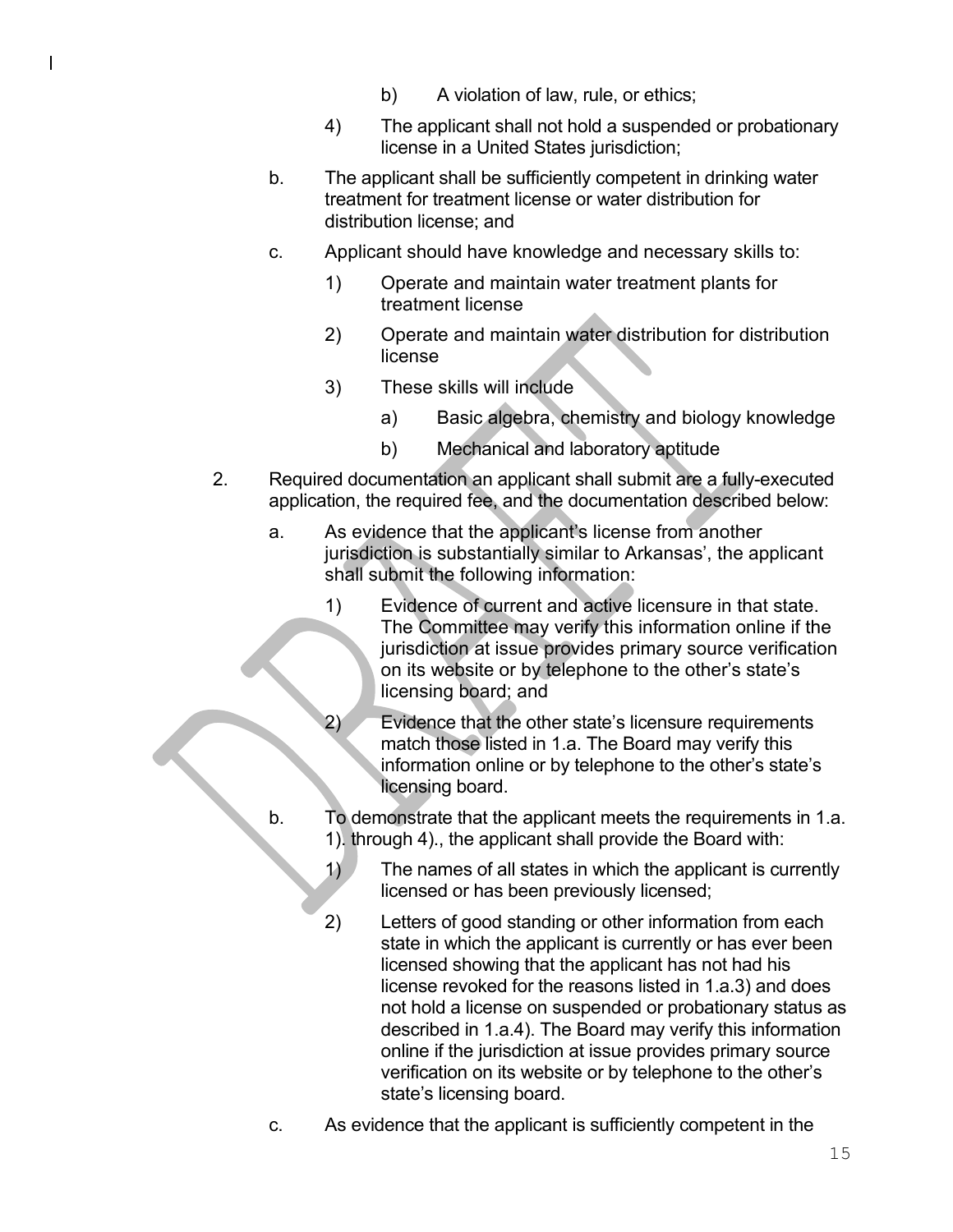b) A violation of law, rule, or ethics;

4) The applicant shall not hold a suspended or probationary license in a United States jurisdiction;

b. The applicant shall be sufficiently competent in drinking water treatment for treatment license or water distribution for distribution license; and

c. Applicant should have knowledge and necessary skills to:

1) Operate and maintain water treatment plants for treatment license

2) Operate and maintain water distribution for distribution license

3) These skills will include

a) Basic algebra, chemistry and biology knowledge

b) Mechanical and laboratory aptitude

2. Required documentation an applicant shall submit are a fully-executed application, the required fee, and the documentation described below:

a. As evidence that the applicant's license from another jurisdiction is substantially similar to Arkansas', the applicant shall submit the following information:

1) Evidence of current and active licensure in that state. The Committee may verify this information online if the jurisdiction at issue provides primary source verification on its website or by telephone to the other's state's licensing board; and

2) Evidence that the other state's licensure requirements match those listed in 1.a. The Board may verify this information online or by telephone to the other's state's licensing board.

b. To demonstrate that the applicant meets the requirements in 1.a. 1). through 4)., the applicant shall provide the Board with:

1) The names of all states in which the applicant is currently licensed or has been previously licensed;

2) Letters of good standing or other information from each state in which the applicant is currently or has ever been licensed showing that the applicant has not had his license revoked for the reasons listed in 1.a.3) and does not hold a license on suspended or probationary status as described in 1.a.4). The Board may verify this information online if the jurisdiction at issue provides primary source verification on its website or by telephone to the other's state's licensing board.

c. As evidence that the applicant is sufficiently competent in the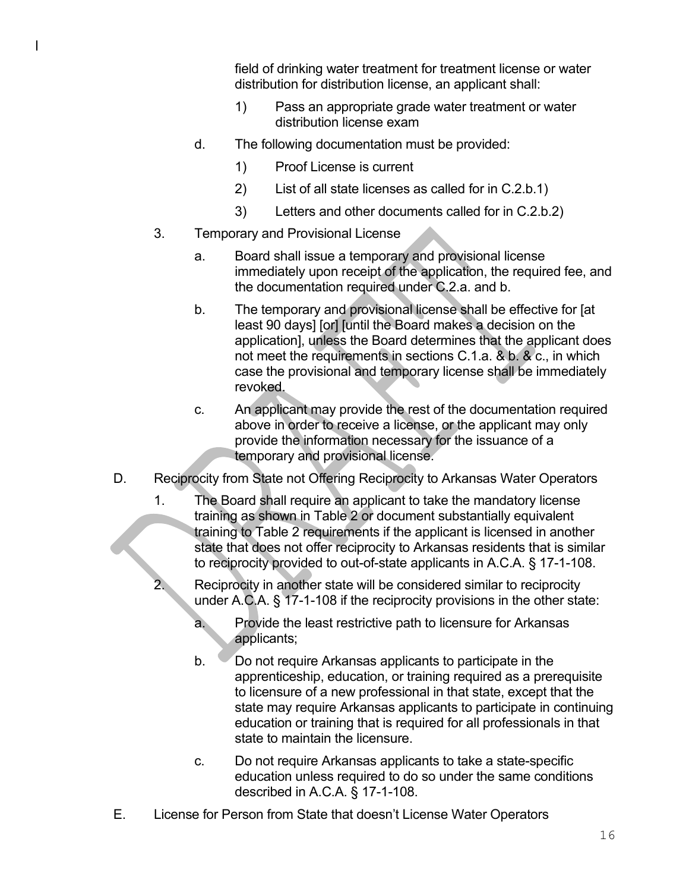field of drinking water treatment for treatment license or water distribution for distribution license, an applicant shall:

1) Pass an appropriate grade water treatment or water distribution license exam

d. The following documentation must be provided:

1) Proof License is current

2) List of all state licenses as called for in C.2.b.1)

3) Letters and other documents called for in C.2.b.2)

3. Temporary and Provisional License

a. Board shall issue a temporary and provisional license immediately upon receipt of the application, the required fee, and the documentation required under C.2.a. and b.

b. The temporary and provisional license shall be effective for [at least 90 days] [or] [until the Board makes a decision on the application], unless the Board determines that the applicant does not meet the requirements in sections C.1.a. & b. & c., in which case the provisional and temporary license shall be immediately revoked.

c. An applicant may provide the rest of the documentation required above in order to receive a license, or the applicant may only provide the information necessary for the issuance of a temporary and provisional license.

D. Reciprocity from State not Offering Reciprocity to Arkansas Water Operators

1. The Board shall require an applicant to take the mandatory license training as shown in Table 2 or document substantially equivalent training to Table 2 requirements if the applicant is licensed in another state that does not offer reciprocity to Arkansas residents that is similar to reciprocity provided to out-of-state applicants in A.C.A. § 17-1-108.

2. Reciprocity in another state will be considered similar to reciprocity under A.C.A. § 17-1-108 if the reciprocity provisions in the other state:

a. Provide the least restrictive path to licensure for Arkansas applicants;

b. Do not require Arkansas applicants to participate in the apprenticeship, education, or training required as a prerequisite to licensure of a new professional in that state, except that the state may require Arkansas applicants to participate in continuing education or training that is required for all professionals in that state to maintain the licensure.

c. Do not require Arkansas applicants to take a state-specific education unless required to do so under the same conditions described in A.C.A. § 17-1-108.

E. License for Person from State that doesn't License Water Operators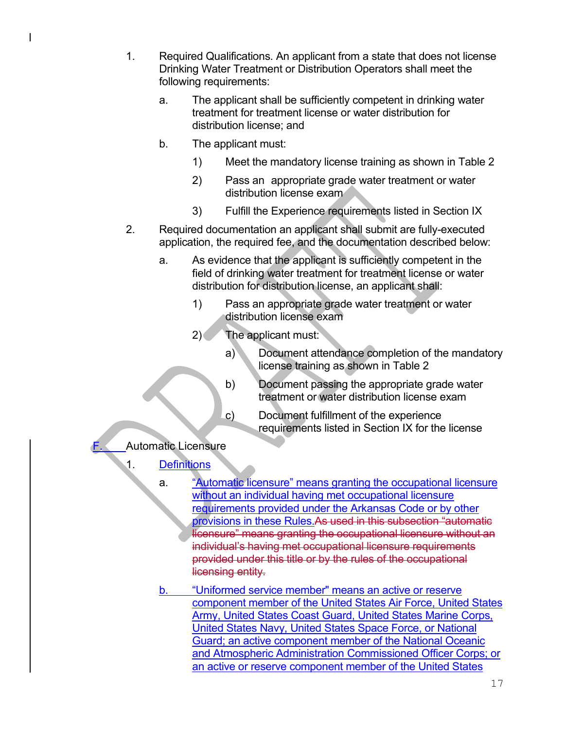1. Required Qualifications. An applicant from a state that does not license Drinking Water Treatment or Distribution Operators shall meet the following requirements:

   a. The applicant shall be sufficiently competent in drinking water treatment for treatment license or water distribution for distribution license; and

   b. The applicant must:

      1) Meet the mandatory license training as shown in Table 2

      2) Pass an appropriate grade water treatment or water distribution license exam

      3) Fulfill the Experience requirements listed in Section IX

2. Required documentation an applicant shall submit are fully-executed application, the required fee, and the documentation described below:

   a. As evidence that the applicant is sufficiently competent in the field of drinking water treatment for treatment license or water distribution for distribution license, an applicant shall:

      1) Pass an appropriate grade water treatment or water distribution license exam

      2) The applicant must:

         a) Document attendance completion of the mandatory license training as shown in Table 2

         b) Document passing the appropriate grade water treatment or water distribution license exam

         c) Document fulfillment of the experience requirements listed in Section IX for the license

F. Automatic Licensure

1. Definitions

   a. "Automatic licensure" means granting the occupational licensure without an individual having met occupational licensure requirements provided under the Arkansas Code or by other provisions in these Rules.~~As used in this subsection "automatic licensure" means granting the occupational licensure without an individual's having met occupational licensure requirements provided under this title or by the rules of the occupational licensing entity.~~

   b. "Uniformed service member" means an active or reserve component member of the United States Air Force, United States Army, United States Coast Guard, United States Marine Corps, United States Navy, United States Space Force, or National Guard; an active component member of the National Oceanic and Atmospheric Administration Commissioned Officer Corps; or an active or reserve component member of the United States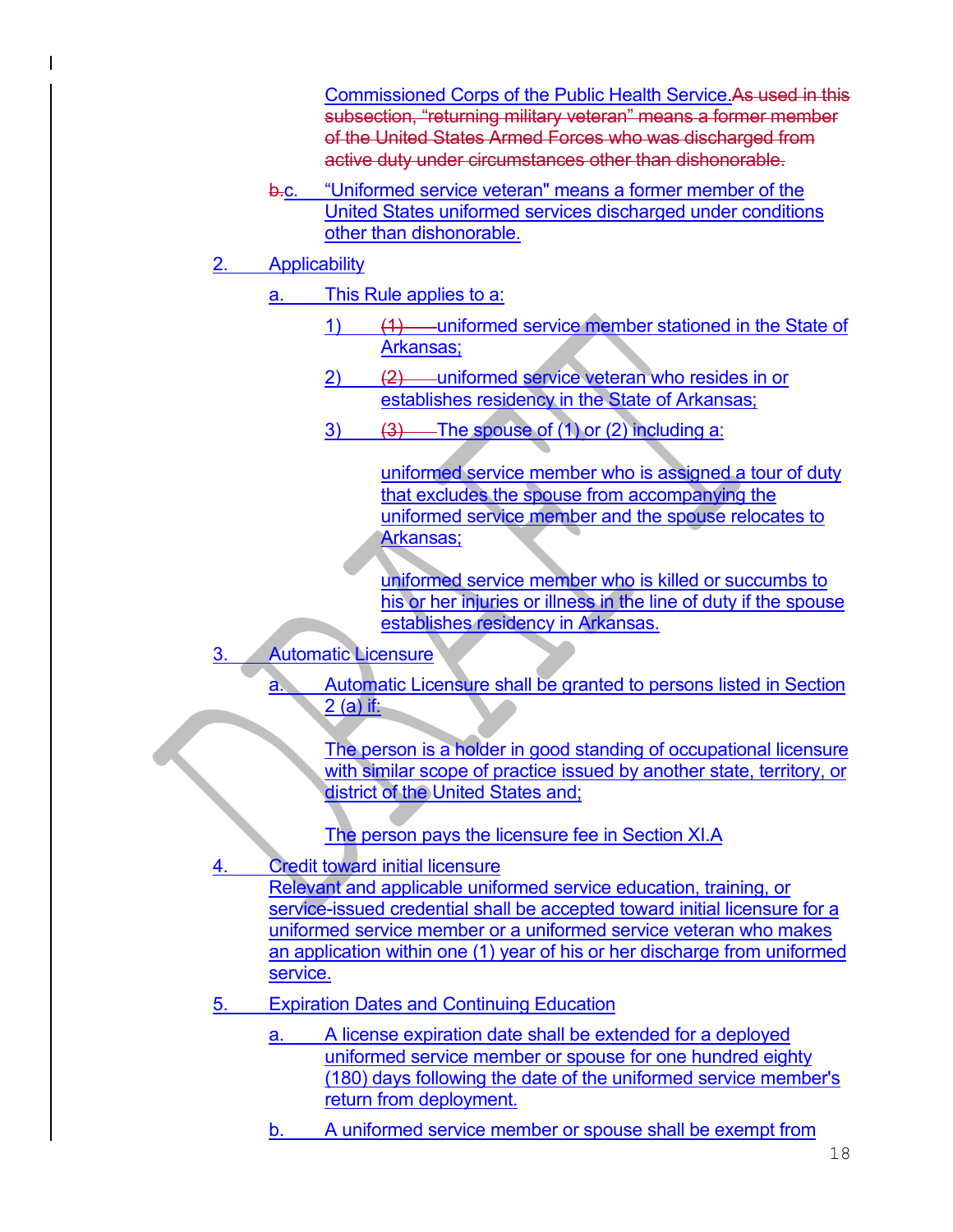Commissioned Corps of the Public Health Service.~~As used in this subsection, "returning military veteran" means a former member of the United States Armed Forces who was discharged from active duty under circumstances other than dishonorable.~~

~~b.~~c. "Uniformed service veteran" means a former member of the United States uniformed services discharged under conditions other than dishonorable.

2. Applicability

a. This Rule applies to a:

1) ~~(1)~~ uniformed service member stationed in the State of Arkansas;

2) ~~(2)~~ uniformed service veteran who resides in or establishes residency in the State of Arkansas;

3) ~~(3)~~ The spouse of (1) or (2) including a:

uniformed service member who is assigned a tour of duty that excludes the spouse from accompanying the uniformed service member and the spouse relocates to Arkansas;

uniformed service member who is killed or succumbs to his or her injuries or illness in the line of duty if the spouse establishes residency in Arkansas.

3. Automatic Licensure

a. Automatic Licensure shall be granted to persons listed in Section 2 (a) if:

The person is a holder in good standing of occupational licensure with similar scope of practice issued by another state, territory, or district of the United States and;

The person pays the licensure fee in Section XI.A

4. Credit toward initial licensure
Relevant and applicable uniformed service education, training, or service-issued credential shall be accepted toward initial licensure for a uniformed service member or a uniformed service veteran who makes an application within one (1) year of his or her discharge from uniformed service.

5. Expiration Dates and Continuing Education

a. A license expiration date shall be extended for a deployed uniformed service member or spouse for one hundred eighty (180) days following the date of the uniformed service member's return from deployment.

b. A uniformed service member or spouse shall be exempt from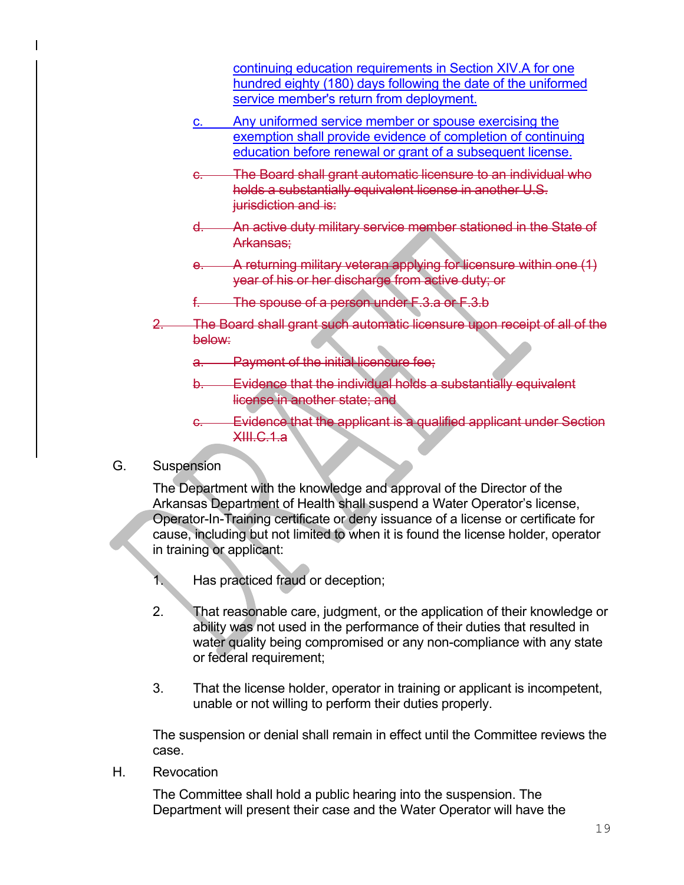continuing education requirements in Section XIV.A for one hundred eighty (180) days following the date of the uniformed service member's return from deployment.

c. Any uniformed service member or spouse exercising the exemption shall provide evidence of completion of continuing education before renewal or grant of a subsequent license.

~~c. The Board shall grant automatic licensure to an individual who holds a substantially equivalent license in another U.S. jurisdiction and is:~~

~~d. An active duty military service member stationed in the State of Arkansas;~~

~~e. A returning military veteran applying for licensure within one (1) year of his or her discharge from active duty; or~~

~~f. The spouse of a person under F.3.a or F.3.b~~

~~2. The Board shall grant such automatic licensure upon receipt of all of the below:~~

~~a. Payment of the initial licensure fee;~~

~~b. Evidence that the individual holds a substantially equivalent license in another state; and~~

~~c. Evidence that the applicant is a qualified applicant under Section XIII.C.1.a~~

G. Suspension

The Department with the knowledge and approval of the Director of the Arkansas Department of Health shall suspend a Water Operator's license, Operator-In-Training certificate or deny issuance of a license or certificate for cause, including but not limited to when it is found the license holder, operator in training or applicant:

1. Has practiced fraud or deception;

2. That reasonable care, judgment, or the application of their knowledge or ability was not used in the performance of their duties that resulted in water quality being compromised or any non-compliance with any state or federal requirement;

3. That the license holder, operator in training or applicant is incompetent, unable or not willing to perform their duties properly.

The suspension or denial shall remain in effect until the Committee reviews the case.

H. Revocation

The Committee shall hold a public hearing into the suspension. The Department will present their case and the Water Operator will have the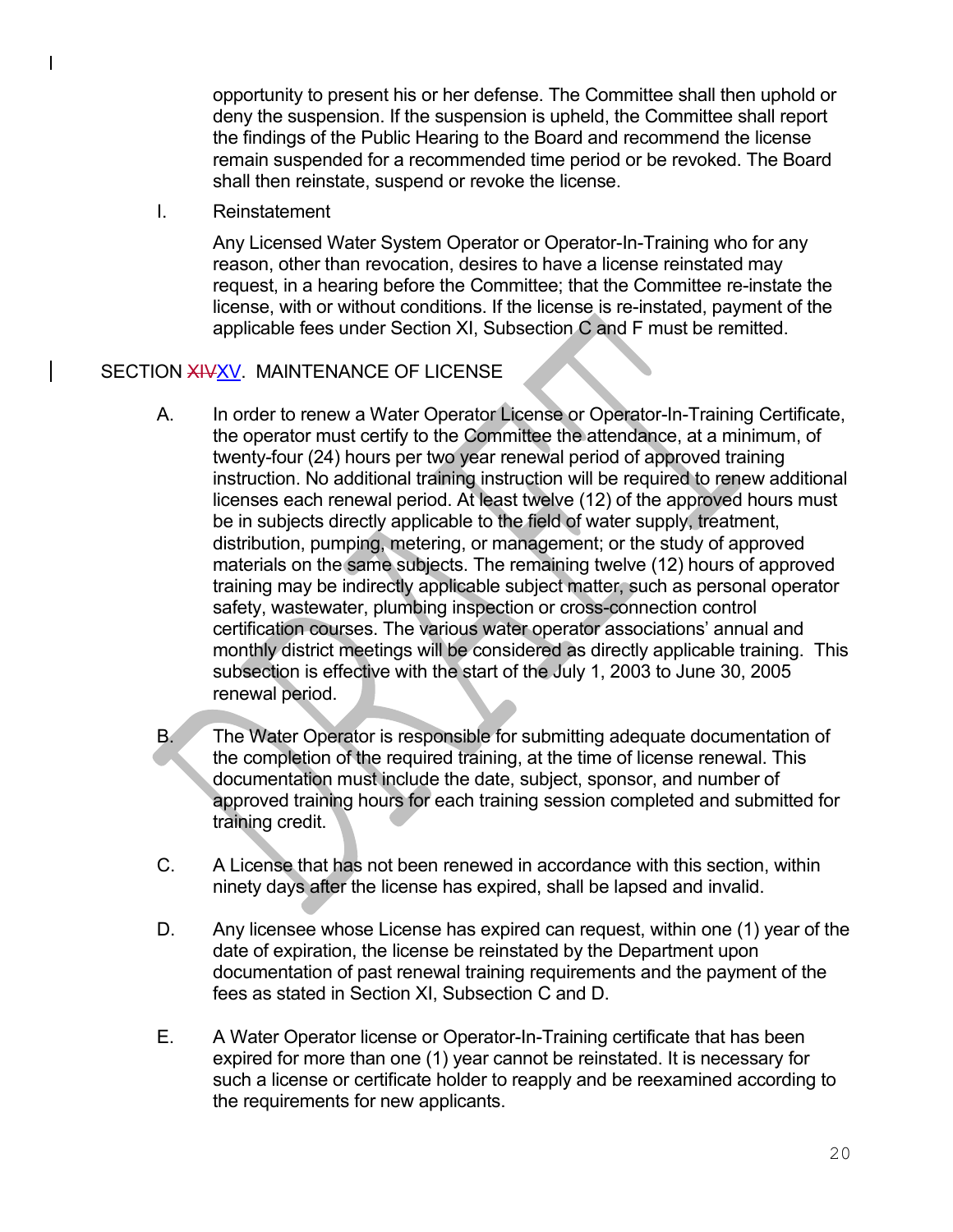opportunity to present his or her defense. The Committee shall then uphold or deny the suspension. If the suspension is upheld, the Committee shall report the findings of the Public Hearing to the Board and recommend the license remain suspended for a recommended time period or be revoked. The Board shall then reinstate, suspend or revoke the license.

I. Reinstatement

Any Licensed Water System Operator or Operator-In-Training who for any reason, other than revocation, desires to have a license reinstated may request, in a hearing before the Committee; that the Committee re-instate the license, with or without conditions. If the license is re-instated, payment of the applicable fees under Section XI, Subsection C and F must be remitted.

## SECTION ~~XIV~~XV. MAINTENANCE OF LICENSE

A. In order to renew a Water Operator License or Operator-In-Training Certificate, the operator must certify to the Committee the attendance, at a minimum, of twenty-four (24) hours per two year renewal period of approved training instruction. No additional training instruction will be required to renew additional licenses each renewal period. At least twelve (12) of the approved hours must be in subjects directly applicable to the field of water supply, treatment, distribution, pumping, metering, or management; or the study of approved materials on the same subjects. The remaining twelve (12) hours of approved training may be indirectly applicable subject matter, such as personal operator safety, wastewater, plumbing inspection or cross-connection control certification courses. The various water operator associations' annual and monthly district meetings will be considered as directly applicable training. This subsection is effective with the start of the July 1, 2003 to June 30, 2005 renewal period.

B. The Water Operator is responsible for submitting adequate documentation of the completion of the required training, at the time of license renewal. This documentation must include the date, subject, sponsor, and number of approved training hours for each training session completed and submitted for training credit.

C. A License that has not been renewed in accordance with this section, within ninety days after the license has expired, shall be lapsed and invalid.

D. Any licensee whose License has expired can request, within one (1) year of the date of expiration, the license be reinstated by the Department upon documentation of past renewal training requirements and the payment of the fees as stated in Section XI, Subsection C and D.

E. A Water Operator license or Operator-In-Training certificate that has been expired for more than one (1) year cannot be reinstated. It is necessary for such a license or certificate holder to reapply and be reexamined according to the requirements for new applicants.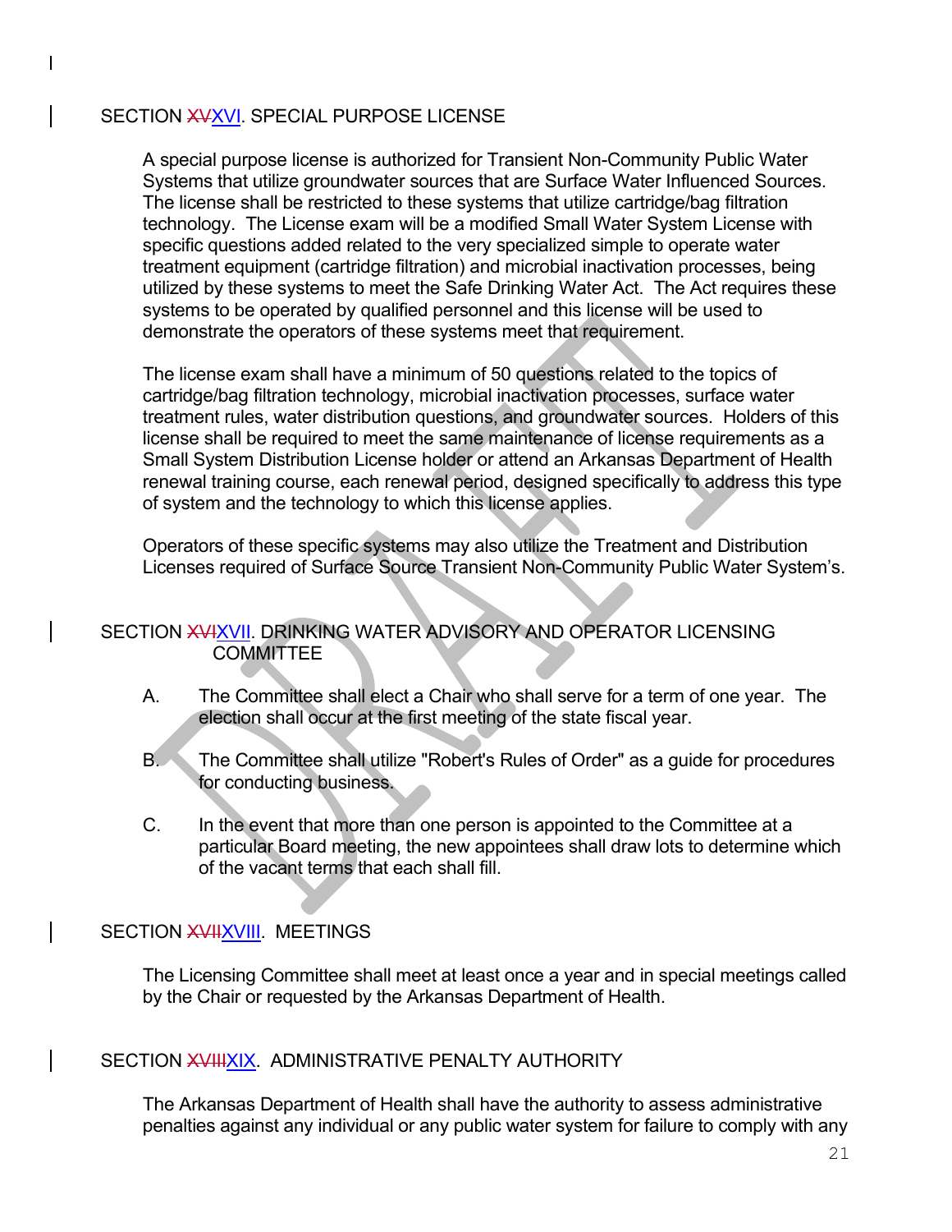## SECTION ~~XV~~XVI. SPECIAL PURPOSE LICENSE

A special purpose license is authorized for Transient Non-Community Public Water Systems that utilize groundwater sources that are Surface Water Influenced Sources. The license shall be restricted to these systems that utilize cartridge/bag filtration technology. The License exam will be a modified Small Water System License with specific questions added related to the very specialized simple to operate water treatment equipment (cartridge filtration) and microbial inactivation processes, being utilized by these systems to meet the Safe Drinking Water Act. The Act requires these systems to be operated by qualified personnel and this license will be used to demonstrate the operators of these systems meet that requirement.

The license exam shall have a minimum of 50 questions related to the topics of cartridge/bag filtration technology, microbial inactivation processes, surface water treatment rules, water distribution questions, and groundwater sources. Holders of this license shall be required to meet the same maintenance of license requirements as a Small System Distribution License holder or attend an Arkansas Department of Health renewal training course, each renewal period, designed specifically to address this type of system and the technology to which this license applies.

Operators of these specific systems may also utilize the Treatment and Distribution Licenses required of Surface Source Transient Non-Community Public Water System's.

## SECTION ~~XVI~~XVII. DRINKING WATER ADVISORY AND OPERATOR LICENSING COMMITTEE

A. The Committee shall elect a Chair who shall serve for a term of one year. The election shall occur at the first meeting of the state fiscal year.

B. The Committee shall utilize "Robert's Rules of Order" as a guide for procedures for conducting business.

C. In the event that more than one person is appointed to the Committee at a particular Board meeting, the new appointees shall draw lots to determine which of the vacant terms that each shall fill.

## SECTION ~~XVII~~XVIII. MEETINGS

The Licensing Committee shall meet at least once a year and in special meetings called by the Chair or requested by the Arkansas Department of Health.

## SECTION ~~XVIII~~XIX. ADMINISTRATIVE PENALTY AUTHORITY

The Arkansas Department of Health shall have the authority to assess administrative penalties against any individual or any public water system for failure to comply with any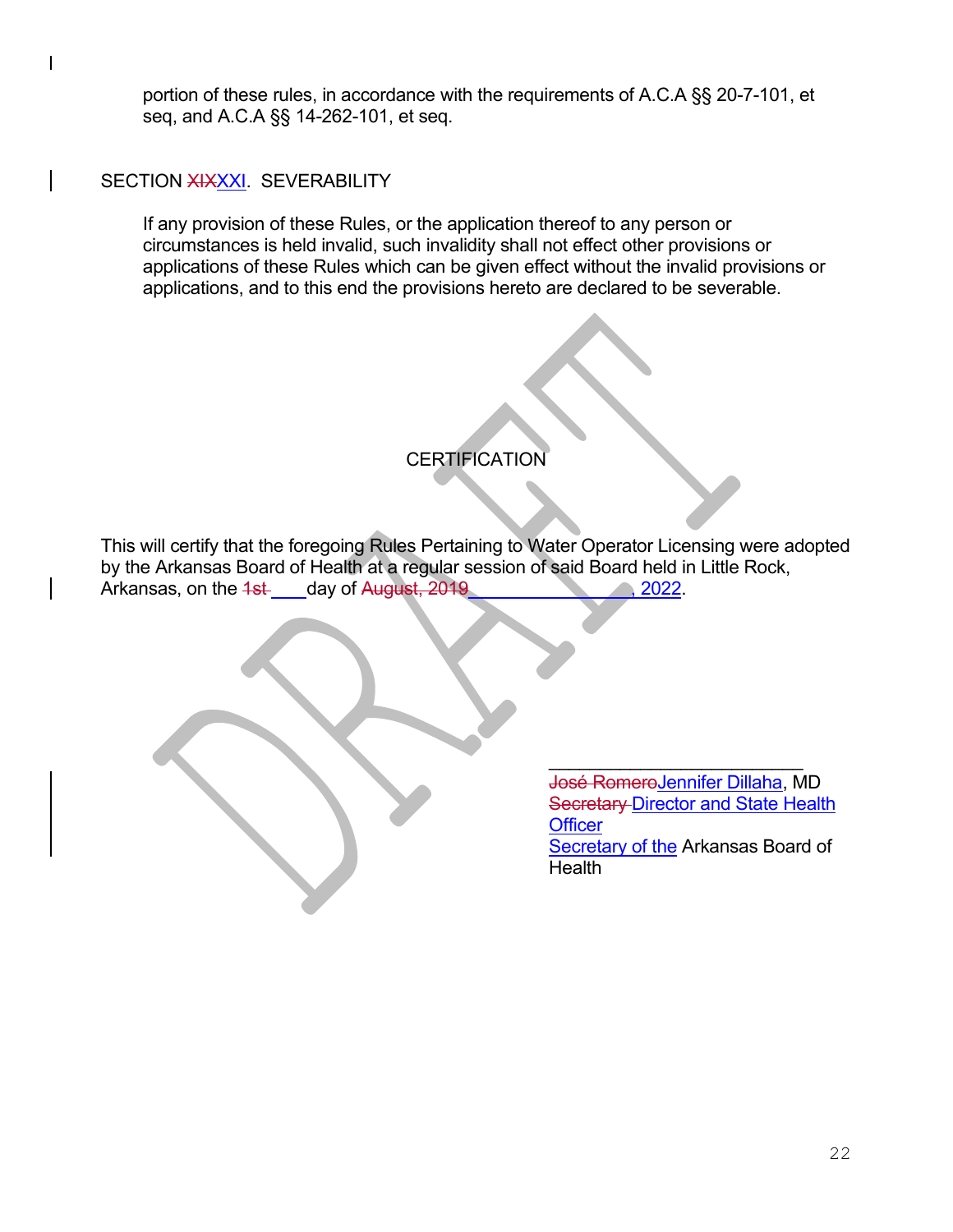portion of these rules, in accordance with the requirements of A.C.A §§ 20-7-101, et seq, and A.C.A §§ 14-262-101, et seq.

## SECTION ~~XIX~~XXI. SEVERABILITY

If any provision of these Rules, or the application thereof to any person or circumstances is held invalid, such invalidity shall not effect other provisions or applications of these Rules which can be given effect without the invalid provisions or applications, and to this end the provisions hereto are declared to be severable.

## CERTIFICATION

This will certify that the foregoing Rules Pertaining to Water Operator Licensing were adopted by the Arkansas Board of Health at a regular session of said Board held in Little Rock, Arkansas, on the ~~1st~~ ____day of ~~August, 2019~~ ________________, 2022.

_________________________
~~José Romero~~Jennifer Dillaha, MD
~~Secretary~~ Director and State Health Officer
Secretary of the Arkansas Board of Health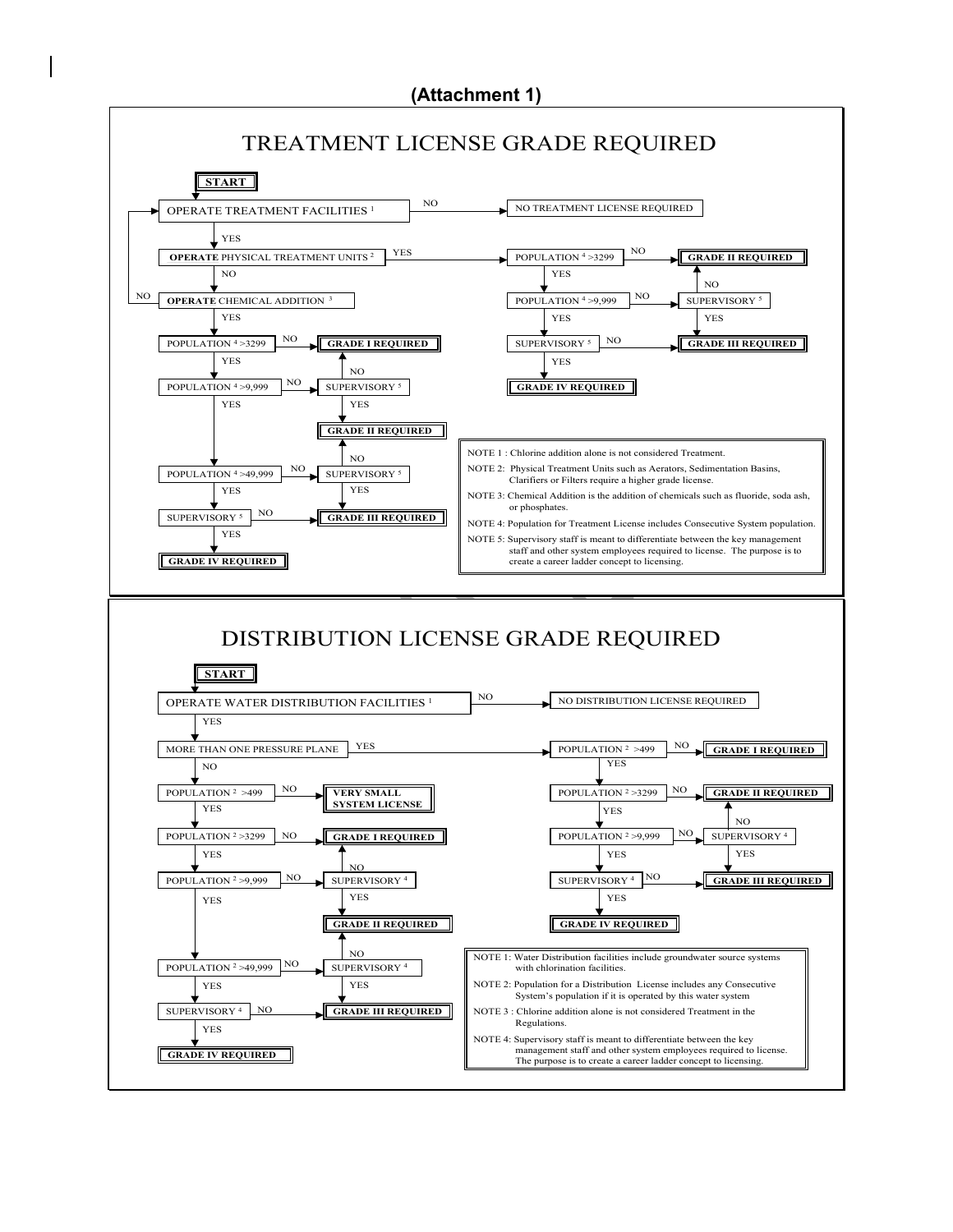**(Attachment 1)**

# TREATMENT LICENSE GRADE REQUIRED

START

OPERATE TREATMENT FACILITIES [1]

NO

NO TREATMENT LICENSE REQUIRED

YES

**OPERATE** PHYSICAL TREATMENT UNITS [2]

YES

POPULATION [4] >3299

NO

**GRADE II REQUIRED**

NO

NO

**OPERATE** CHEMICAL ADDITION [3]

YES

POPULATION [4] >9,999

NO

SUPERVISORY [5]

YES

POPULATION [4] >3299

NO

**GRADE I REQUIRED**

YES

SUPERVISORY [5]

NO

**GRADE III REQUIRED**

YES

**GRADE IV REQUIRED**

NO

POPULATION [4] >9,999

NO

SUPERVISORY [5]

YES

**GRADE II REQUIRED**

NO

POPULATION [4] >49,999

NO

SUPERVISORY [5]

YES

SUPERVISORY [5]

NO

**GRADE III REQUIRED**

YES

**GRADE IV REQUIRED**

NOTE 1 : Chlorine addition alone is not considered Treatment.

NOTE 2: Physical Treatment Units such as Aerators, Sedimentation Basins, Clarifiers or Filters require a higher grade license.

NOTE 3: Chemical Addition is the addition of chemicals such as fluoride, soda ash, or phosphates.

NOTE 4: Population for Treatment License includes Consecutive System population.

NOTE 5: Supervisory staff is meant to differentiate between the key management staff and other system employees required to license. The purpose is to create a career ladder concept to licensing.

# DISTRIBUTION LICENSE GRADE REQUIRED

START

OPERATE WATER DISTRIBUTION FACILITIES [1]

NO

NO DISTRIBUTION LICENSE REQUIRED

YES

MORE THAN ONE PRESSURE PLANE

YES

POPULATION [2] >499

NO

**GRADE I REQUIRED**

NO

POPULATION [2] >499

NO

**VERY SMALL SYSTEM LICENSE**

YES

POPULATION [2] >3299

NO

**GRADE II REQUIRED**

YES

POPULATION [2] >3299

NO

**GRADE I REQUIRED**

NO

POPULATION [2] >9,999

NO

SUPERVISORY [4]

YES

YES

NO

POPULATION [2] >9,999

NO

SUPERVISORY [4]

YES

SUPERVISORY [4]

NO

**GRADE III REQUIRED**

YES

**GRADE IV REQUIRED**

YES

**GRADE II REQUIRED**

NO

POPULATION [2] >49,999

NO

SUPERVISORY [4]

YES

SUPERVISORY [4]

NO

**GRADE III REQUIRED**

YES

**GRADE IV REQUIRED**

NOTE 1: Water Distribution facilities include groundwater source systems with chlorination facilities.

NOTE 2: Population for a Distribution License includes any Consecutive System's population if it is operated by this water system

NOTE 3 : Chlorine addition alone is not considered Treatment in the Regulations.

NOTE 4: Supervisory staff is meant to differentiate between the key management staff and other system employees required to license. The purpose is to create a career ladder concept to licensing.